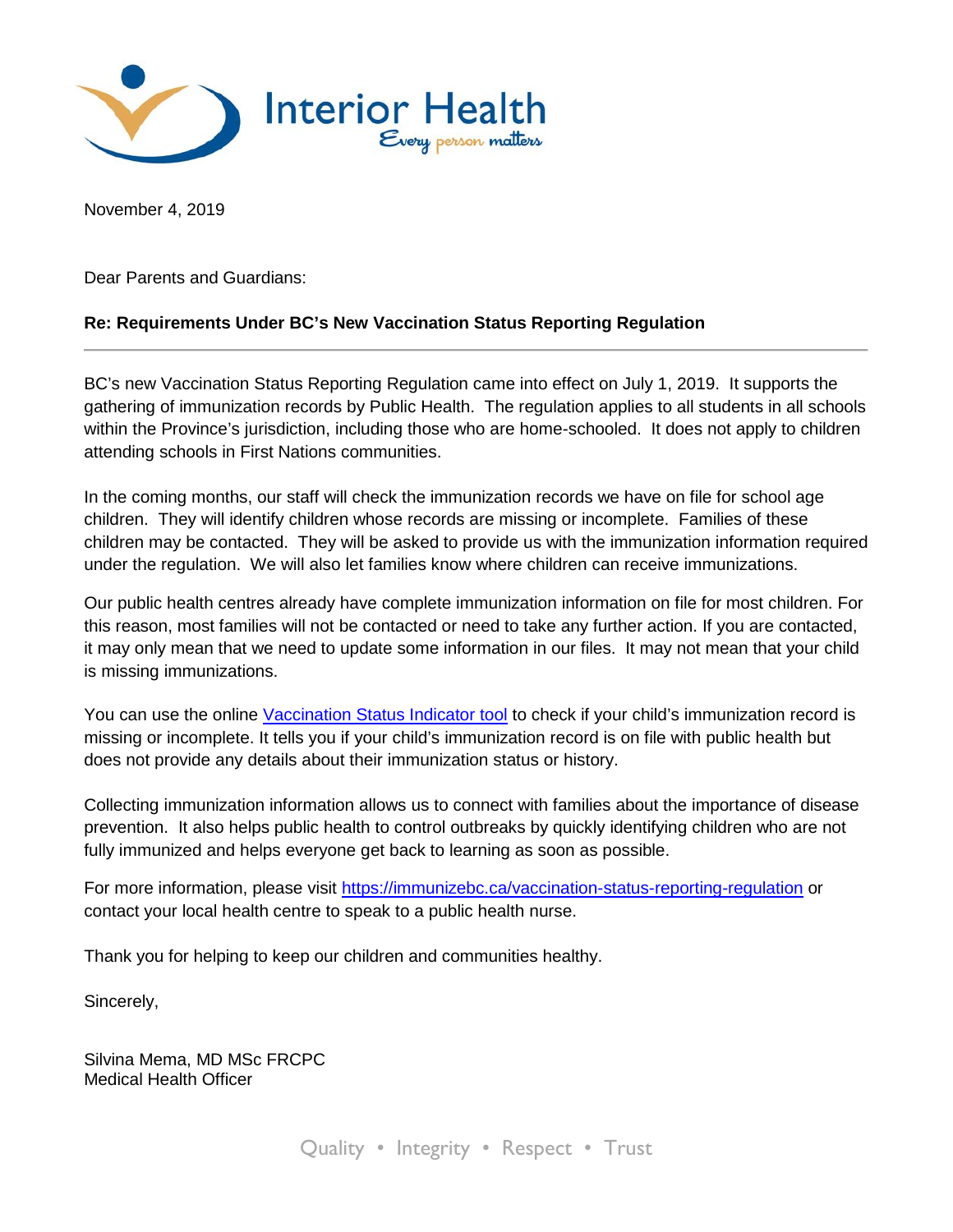Interior Health
*Every person matters*

November 4, 2019

Dear Parents and Guardians:

**Re: Requirements Under BC's New Vaccination Status Reporting Regulation**

---

BC's new Vaccination Status Reporting Regulation came into effect on July 1, 2019. It supports the gathering of immunization records by Public Health. The regulation applies to all students in all schools within the Province's jurisdiction, including those who are home-schooled. It does not apply to children attending schools in First Nations communities.

In the coming months, our staff will check the immunization records we have on file for school age children. They will identify children whose records are missing or incomplete. Families of these children may be contacted. They will be asked to provide us with the immunization information required under the regulation. We will also let families know where children can receive immunizations.

Our public health centres already have complete immunization information on file for most children. For this reason, most families will not be contacted or need to take any further action. If you are contacted, it may only mean that we need to update some information in our files. It may not mean that your child is missing immunizations.

You can use the online Vaccination Status Indicator tool to check if your child's immunization record is missing or incomplete. It tells you if your child's immunization record is on file with public health but does not provide any details about their immunization status or history.

Collecting immunization information allows us to connect with families about the importance of disease prevention. It also helps public health to control outbreaks by quickly identifying children who are not fully immunized and helps everyone get back to learning as soon as possible.

For more information, please visit https://immunizebc.ca/vaccination-status-reporting-regulation or contact your local health centre to speak to a public health nurse.

Thank you for helping to keep our children and communities healthy.

Sincerely,

Silvina Mema, MD MSc FRCPC
Medical Health Officer

Quality • Integrity • Respect • Trust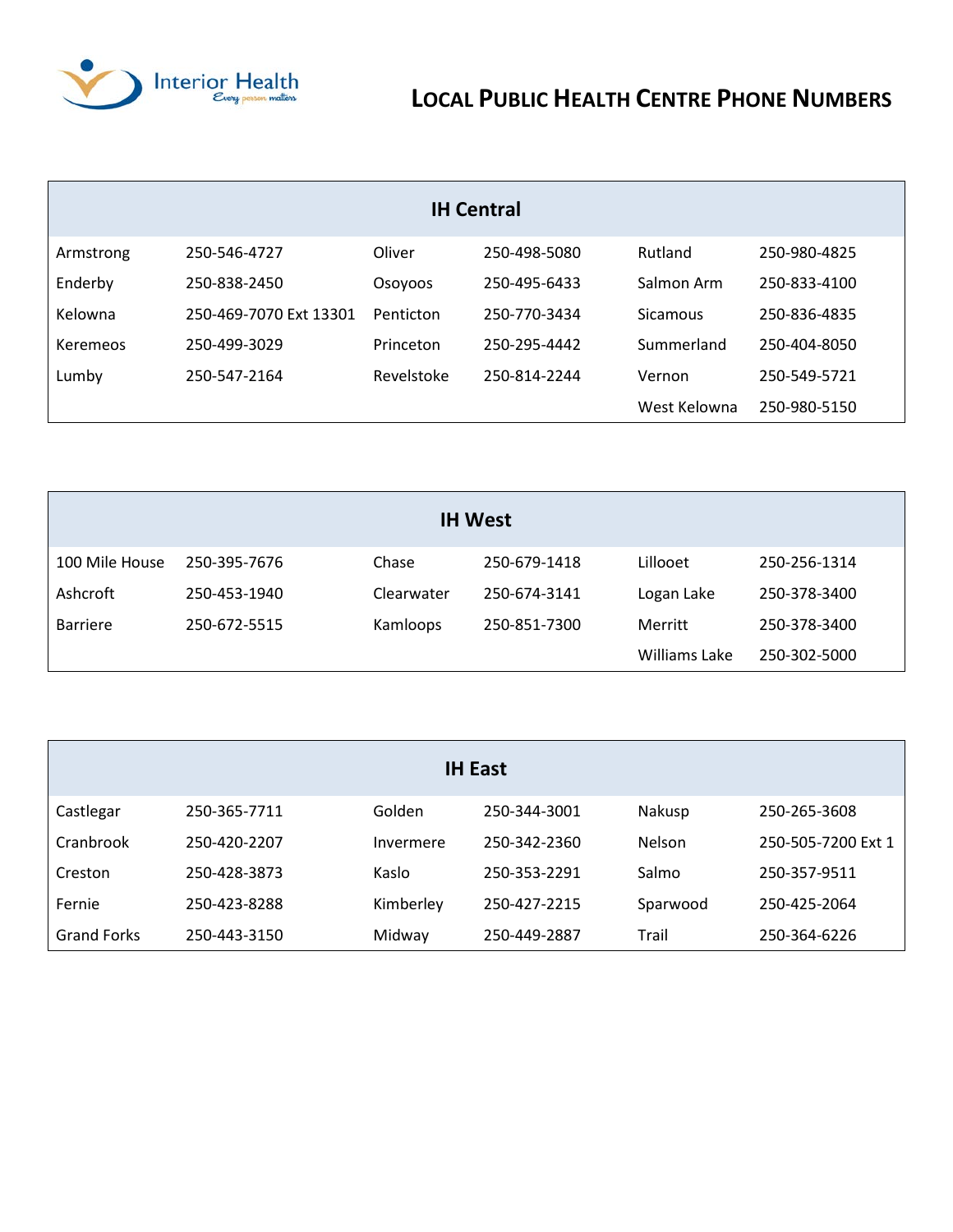Interior Health
*Every person matters*

# Local Public Health Centre Phone Numbers

| IH Central | | | | | |
|---|---|---|---|---|---|
| Armstrong | 250-546-4727 | Oliver | 250-498-5080 | Rutland | 250-980-4825 |
| Enderby | 250-838-2450 | Osoyoos | 250-495-6433 | Salmon Arm | 250-833-4100 |
| Kelowna | 250-469-7070 Ext 13301 | Penticton | 250-770-3434 | Sicamous | 250-836-4835 |
| Keremeos | 250-499-3029 | Princeton | 250-295-4442 | Summerland | 250-404-8050 |
| Lumby | 250-547-2164 | Revelstoke | 250-814-2244 | Vernon | 250-549-5721 |
| | | | | West Kelowna | 250-980-5150 |

| IH West | | | | | |
|---|---|---|---|---|---|
| 100 Mile House | 250-395-7676 | Chase | 250-679-1418 | Lillooet | 250-256-1314 |
| Ashcroft | 250-453-1940 | Clearwater | 250-674-3141 | Logan Lake | 250-378-3400 |
| Barriere | 250-672-5515 | Kamloops | 250-851-7300 | Merritt | 250-378-3400 |
| | | | | Williams Lake | 250-302-5000 |

| IH East | | | | | |
|---|---|---|---|---|---|
| Castlegar | 250-365-7711 | Golden | 250-344-3001 | Nakusp | 250-265-3608 |
| Cranbrook | 250-420-2207 | Invermere | 250-342-2360 | Nelson | 250-505-7200 Ext 1 |
| Creston | 250-428-3873 | Kaslo | 250-353-2291 | Salmo | 250-357-9511 |
| Fernie | 250-423-8288 | Kimberley | 250-427-2215 | Sparwood | 250-425-2064 |
| Grand Forks | 250-443-3150 | Midway | 250-449-2887 | Trail | 250-364-6226 |